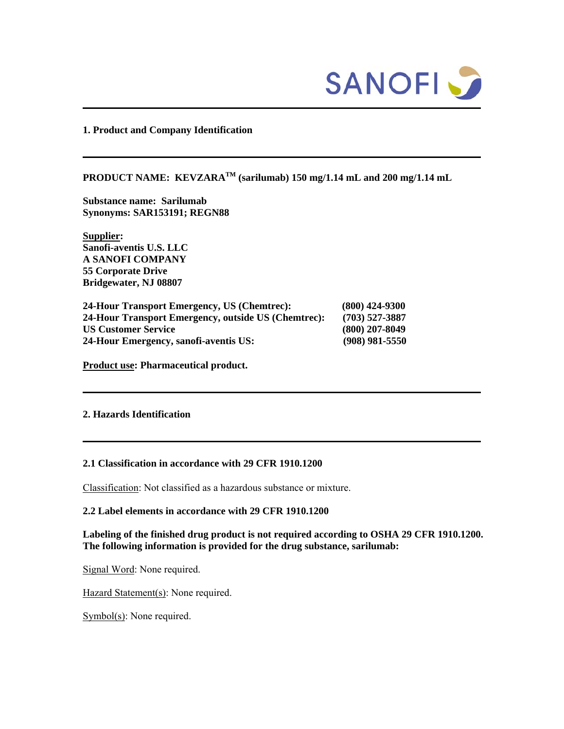## 1. Product and Company Identification

**PRODUCT NAME: KEVZARA™ (sarilumab) 150 mg/1.14 mL and 200 mg/1.14 mL**

**Substance name: Sarilumab**
**Synonyms: SAR153191; REGN88**

**Supplier:**
**Sanofi-aventis U.S. LLC**
**A SANOFI COMPANY**
**55 Corporate Drive**
**Bridgewater, NJ 08807**

| | |
|---|---|
| **24-Hour Transport Emergency, US (Chemtrec):** | **(800) 424-9300** |
| **24-Hour Transport Emergency, outside US (Chemtrec):** | **(703) 527-3887** |
| **US Customer Service** | **(800) 207-8049** |
| **24-Hour Emergency, sanofi-aventis US:** | **(908) 981-5550** |

**Product use: Pharmaceutical product.**

## 2. Hazards Identification

### 2.1 Classification in accordance with 29 CFR 1910.1200

Classification: Not classified as a hazardous substance or mixture.

### 2.2 Label elements in accordance with 29 CFR 1910.1200

**Labeling of the finished drug product is not required according to OSHA 29 CFR 1910.1200. The following information is provided for the drug substance, sarilumab:**

Signal Word: None required.

Hazard Statement(s): None required.

Symbol(s): None required.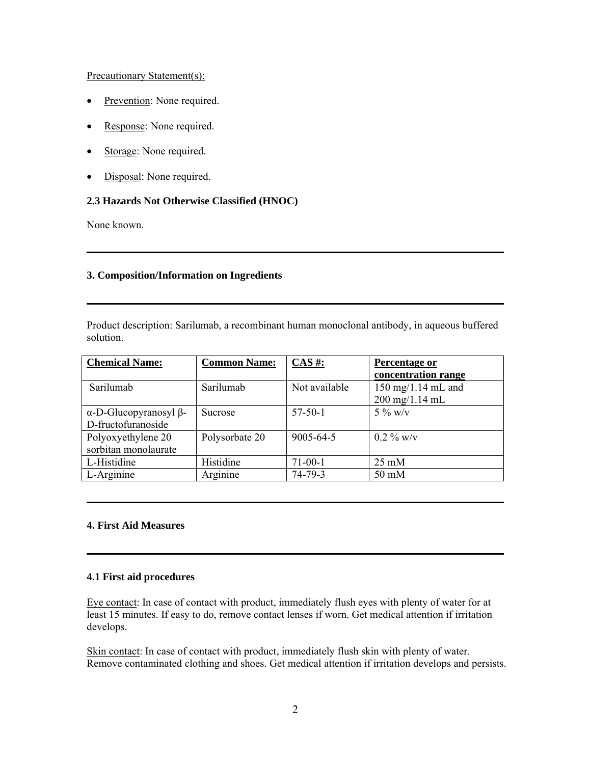Precautionary Statement(s):

- Prevention: None required.
- Response: None required.
- Storage: None required.
- Disposal: None required.

### 2.3 Hazards Not Otherwise Classified (HNOC)

None known.

---

## 3. Composition/Information on Ingredients

---

Product description: Sarilumab, a recombinant human monoclonal antibody, in aqueous buffered solution.

| Chemical Name: | Common Name: | CAS #: | Percentage or concentration range |
|---|---|---|---|
| Sarilumab | Sarilumab | Not available | 150 mg/1.14 mL and 200 mg/1.14 mL |
| α-D-Glucopyranosyl β-D-fructofuranoside | Sucrose | 57-50-1 | 5 % w/v |
| Polyoxyethylene 20 sorbitan monolaurate | Polysorbate 20 | 9005-64-5 | 0.2 % w/v |
| L-Histidine | Histidine | 71-00-1 | 25 mM |
| L-Arginine | Arginine | 74-79-3 | 50 mM |

---

## 4. First Aid Measures

---

### 4.1 First aid procedures

Eye contact: In case of contact with product, immediately flush eyes with plenty of water for at least 15 minutes. If easy to do, remove contact lenses if worn. Get medical attention if irritation develops.

Skin contact: In case of contact with product, immediately flush skin with plenty of water. Remove contaminated clothing and shoes. Get medical attention if irritation develops and persists.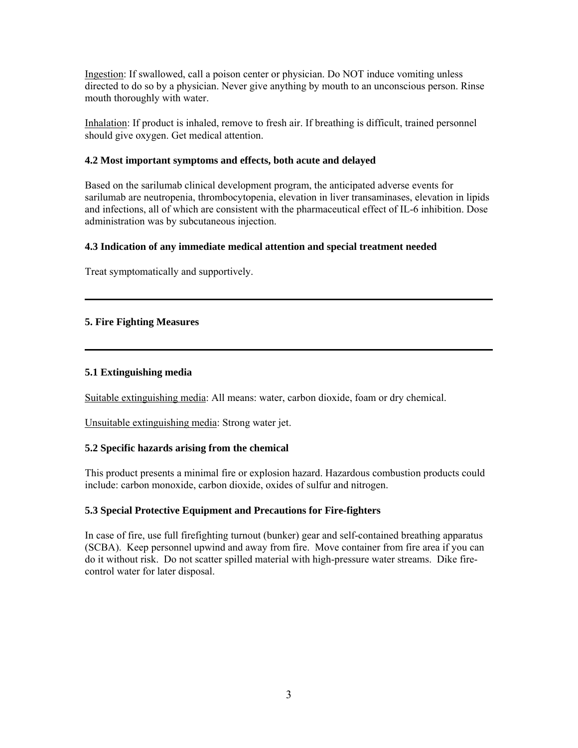Ingestion: If swallowed, call a poison center or physician. Do NOT induce vomiting unless directed to do so by a physician. Never give anything by mouth to an unconscious person. Rinse mouth thoroughly with water.

Inhalation: If product is inhaled, remove to fresh air. If breathing is difficult, trained personnel should give oxygen. Get medical attention.

### 4.2 Most important symptoms and effects, both acute and delayed

Based on the sarilumab clinical development program, the anticipated adverse events for sarilumab are neutropenia, thrombocytopenia, elevation in liver transaminases, elevation in lipids and infections, all of which are consistent with the pharmaceutical effect of IL-6 inhibition. Dose administration was by subcutaneous injection.

### 4.3 Indication of any immediate medical attention and special treatment needed

Treat symptomatically and supportively.

---

## 5. Fire Fighting Measures

---

### 5.1 Extinguishing media

Suitable extinguishing media: All means: water, carbon dioxide, foam or dry chemical.

Unsuitable extinguishing media: Strong water jet.

### 5.2 Specific hazards arising from the chemical

This product presents a minimal fire or explosion hazard. Hazardous combustion products could include: carbon monoxide, carbon dioxide, oxides of sulfur and nitrogen.

### 5.3 Special Protective Equipment and Precautions for Fire-fighters

In case of fire, use full firefighting turnout (bunker) gear and self-contained breathing apparatus (SCBA). Keep personnel upwind and away from fire. Move container from fire area if you can do it without risk. Do not scatter spilled material with high-pressure water streams. Dike fire-control water for later disposal.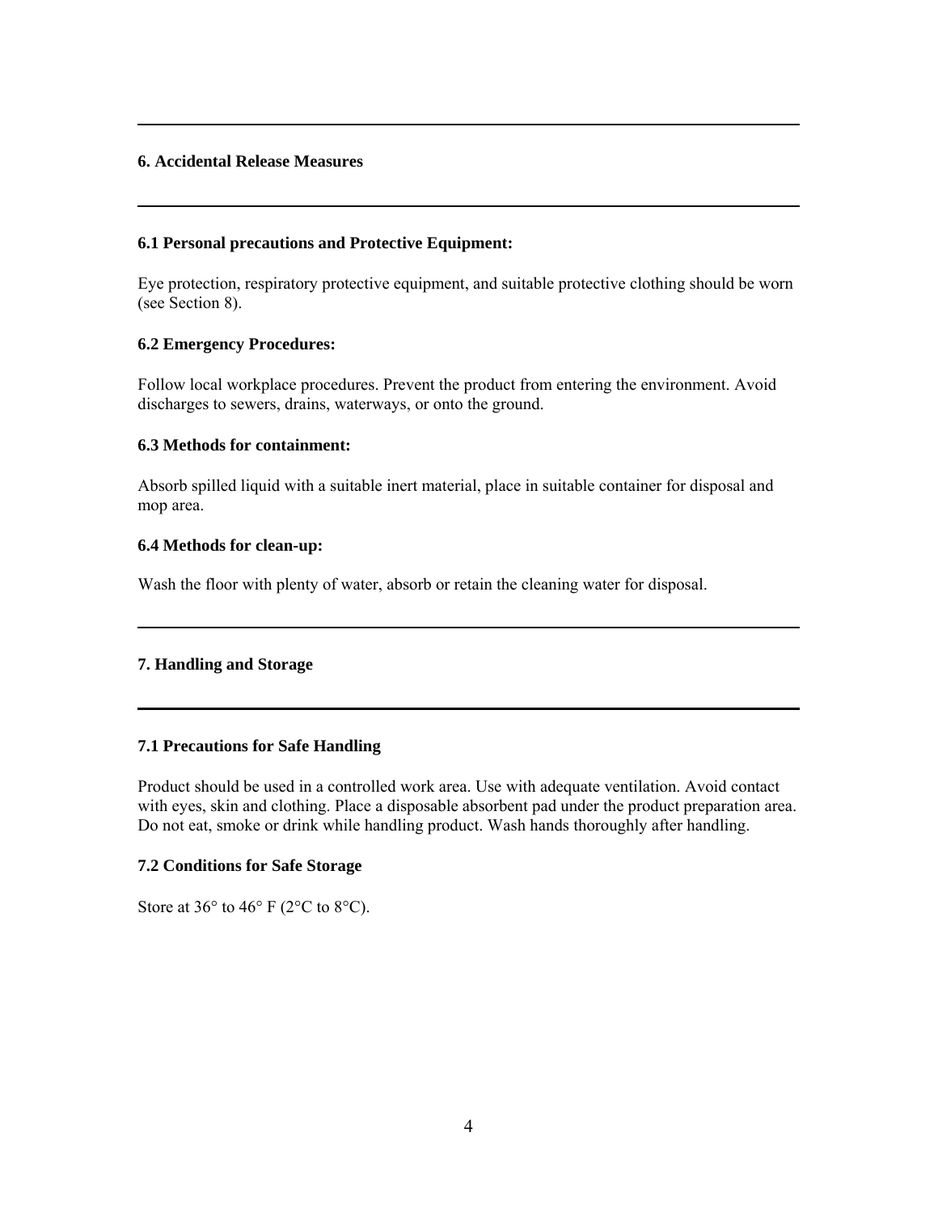## 6. Accidental Release Measures

### 6.1 Personal precautions and Protective Equipment:

Eye protection, respiratory protective equipment, and suitable protective clothing should be worn (see Section 8).

### 6.2 Emergency Procedures:

Follow local workplace procedures. Prevent the product from entering the environment. Avoid discharges to sewers, drains, waterways, or onto the ground.

### 6.3 Methods for containment:

Absorb spilled liquid with a suitable inert material, place in suitable container for disposal and mop area.

### 6.4 Methods for clean-up:

Wash the floor with plenty of water, absorb or retain the cleaning water for disposal.

## 7. Handling and Storage

### 7.1 Precautions for Safe Handling

Product should be used in a controlled work area. Use with adequate ventilation. Avoid contact with eyes, skin and clothing. Place a disposable absorbent pad under the product preparation area. Do not eat, smoke or drink while handling product. Wash hands thoroughly after handling.

### 7.2 Conditions for Safe Storage

Store at 36° to 46° F (2°C to 8°C).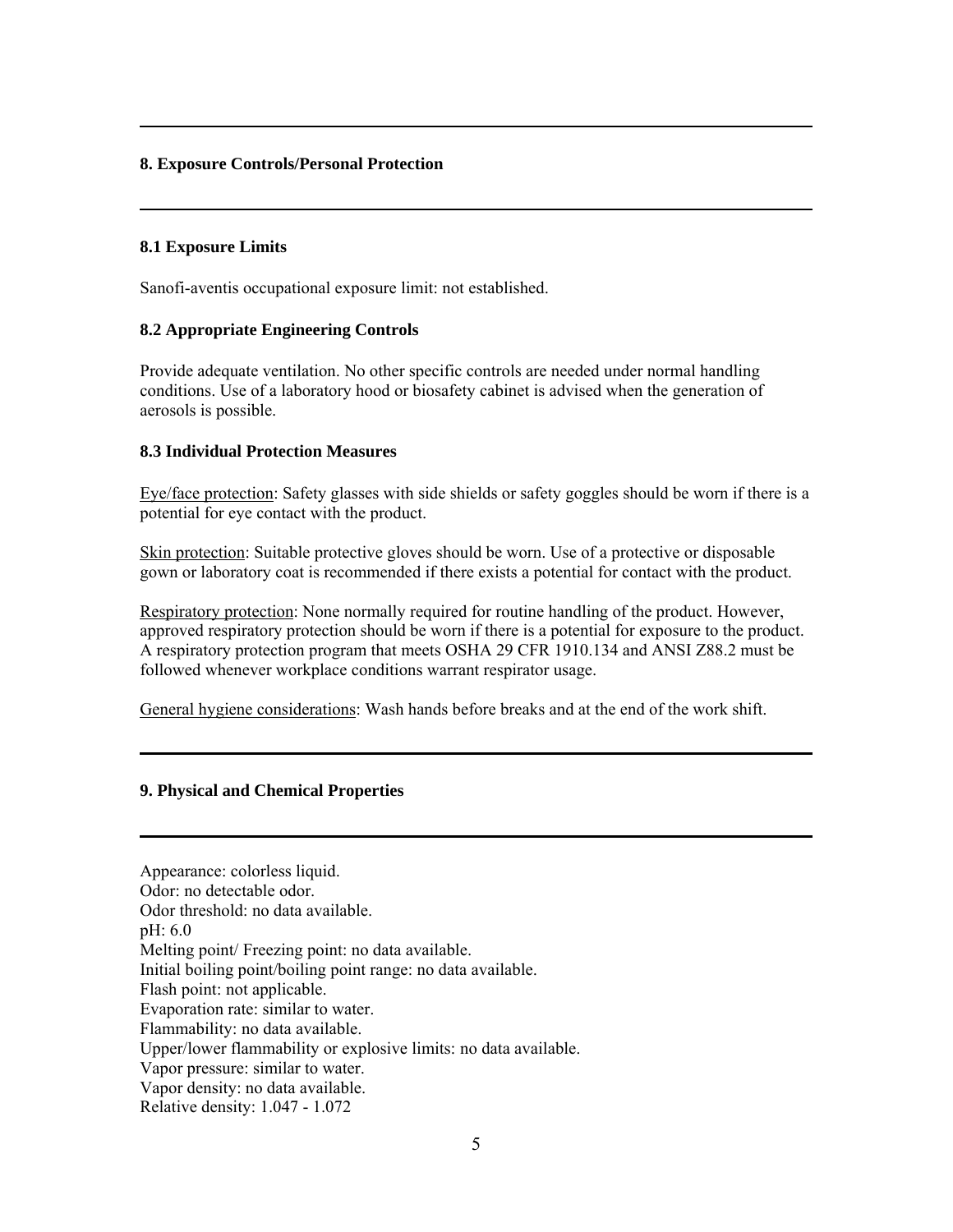## 8. Exposure Controls/Personal Protection

### 8.1 Exposure Limits

Sanofi-aventis occupational exposure limit: not established.

### 8.2 Appropriate Engineering Controls

Provide adequate ventilation. No other specific controls are needed under normal handling conditions. Use of a laboratory hood or biosafety cabinet is advised when the generation of aerosols is possible.

### 8.3 Individual Protection Measures

Eye/face protection: Safety glasses with side shields or safety goggles should be worn if there is a potential for eye contact with the product.

Skin protection: Suitable protective gloves should be worn. Use of a protective or disposable gown or laboratory coat is recommended if there exists a potential for contact with the product.

Respiratory protection: None normally required for routine handling of the product. However, approved respiratory protection should be worn if there is a potential for exposure to the product. A respiratory protection program that meets OSHA 29 CFR 1910.134 and ANSI Z88.2 must be followed whenever workplace conditions warrant respirator usage.

General hygiene considerations: Wash hands before breaks and at the end of the work shift.

## 9. Physical and Chemical Properties

Appearance: colorless liquid.  
Odor: no detectable odor.  
Odor threshold: no data available.  
pH: 6.0  
Melting point/ Freezing point: no data available.  
Initial boiling point/boiling point range: no data available.  
Flash point: not applicable.  
Evaporation rate: similar to water.  
Flammability: no data available.  
Upper/lower flammability or explosive limits: no data available.  
Vapor pressure: similar to water.  
Vapor density: no data available.  
Relative density: 1.047 - 1.072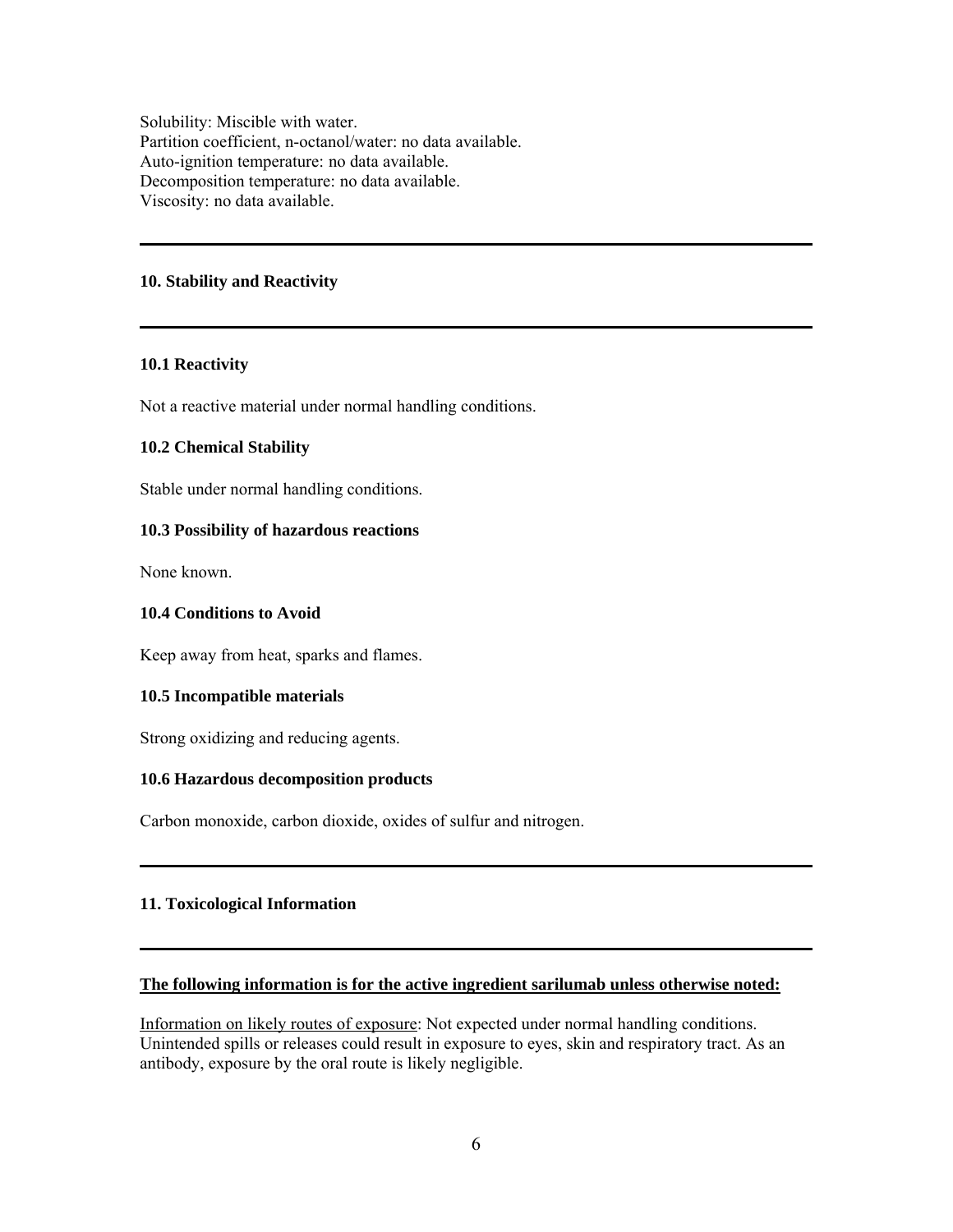Solubility: Miscible with water.
Partition coefficient, n-octanol/water: no data available.
Auto-ignition temperature: no data available.
Decomposition temperature: no data available.
Viscosity: no data available.

---

## 10. Stability and Reactivity

---

### 10.1 Reactivity

Not a reactive material under normal handling conditions.

### 10.2 Chemical Stability

Stable under normal handling conditions.

### 10.3 Possibility of hazardous reactions

None known.

### 10.4 Conditions to Avoid

Keep away from heat, sparks and flames.

### 10.5 Incompatible materials

Strong oxidizing and reducing agents.

### 10.6 Hazardous decomposition products

Carbon monoxide, carbon dioxide, oxides of sulfur and nitrogen.

---

## 11. Toxicological Information

---

**The following information is for the active ingredient sarilumab unless otherwise noted:**

Information on likely routes of exposure: Not expected under normal handling conditions. Unintended spills or releases could result in exposure to eyes, skin and respiratory tract. As an antibody, exposure by the oral route is likely negligible.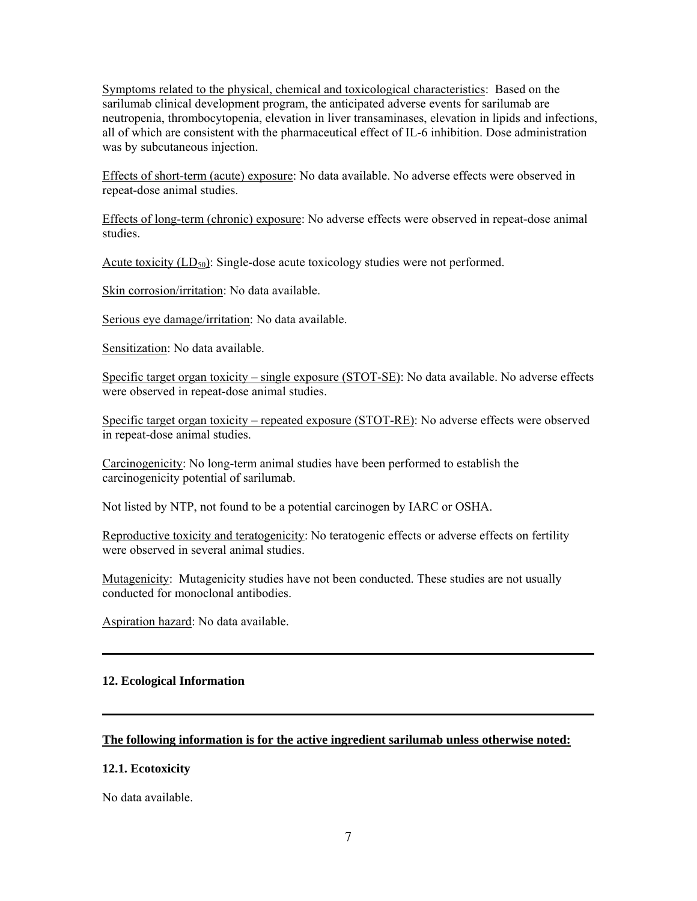Symptoms related to the physical, chemical and toxicological characteristics: Based on the sarilumab clinical development program, the anticipated adverse events for sarilumab are neutropenia, thrombocytopenia, elevation in liver transaminases, elevation in lipids and infections, all of which are consistent with the pharmaceutical effect of IL-6 inhibition. Dose administration was by subcutaneous injection.

Effects of short-term (acute) exposure: No data available. No adverse effects were observed in repeat-dose animal studies.

Effects of long-term (chronic) exposure: No adverse effects were observed in repeat-dose animal studies.

Acute toxicity ($LD_{50}$): Single-dose acute toxicology studies were not performed.

Skin corrosion/irritation: No data available.

Serious eye damage/irritation: No data available.

Sensitization: No data available.

Specific target organ toxicity – single exposure (STOT-SE): No data available. No adverse effects were observed in repeat-dose animal studies.

Specific target organ toxicity – repeated exposure (STOT-RE): No adverse effects were observed in repeat-dose animal studies.

Carcinogenicity: No long-term animal studies have been performed to establish the carcinogenicity potential of sarilumab.

Not listed by NTP, not found to be a potential carcinogen by IARC or OSHA.

Reproductive toxicity and teratogenicity: No teratogenic effects or adverse effects on fertility were observed in several animal studies.

Mutagenicity: Mutagenicity studies have not been conducted. These studies are not usually conducted for monoclonal antibodies.

Aspiration hazard: No data available.

---

## 12. Ecological Information

---

**The following information is for the active ingredient sarilumab unless otherwise noted:**

### 12.1. Ecotoxicity

No data available.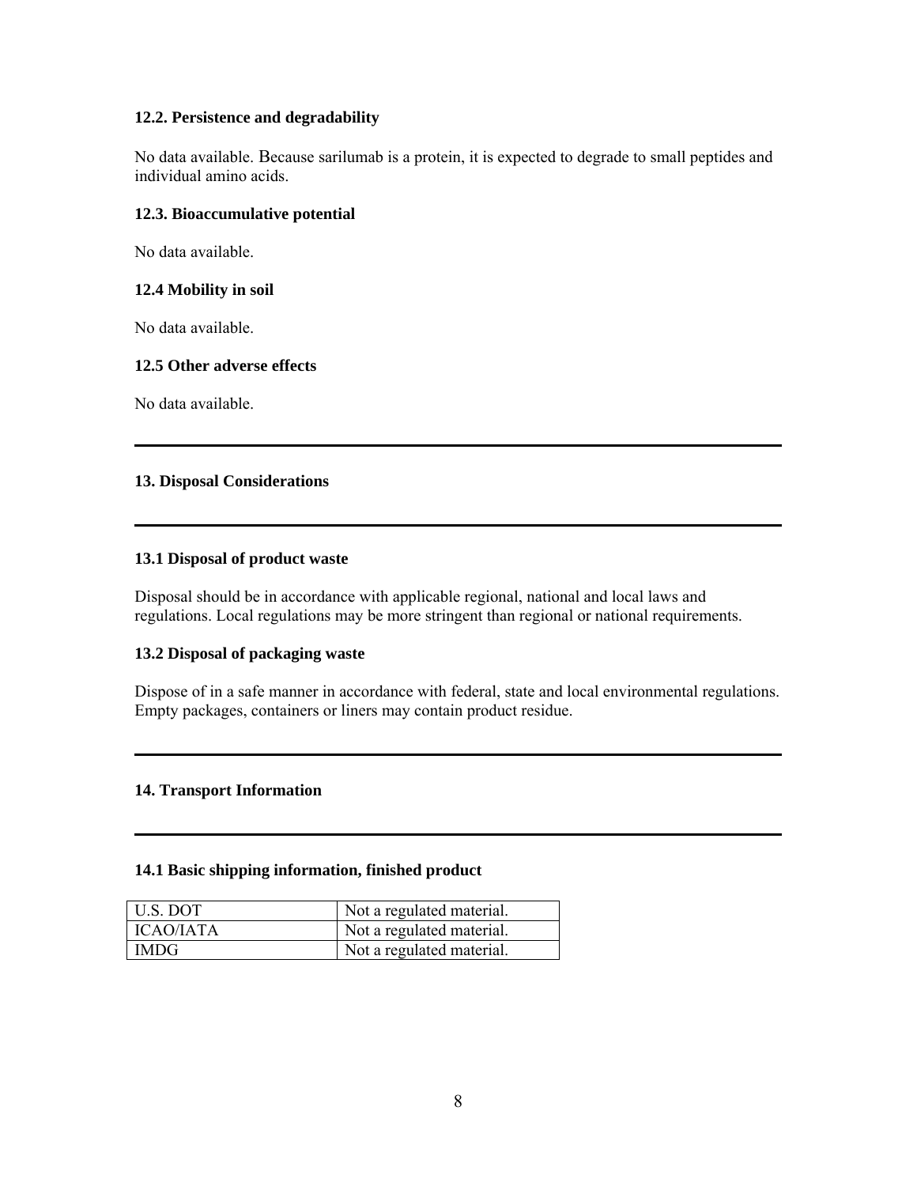### 12.2. Persistence and degradability

No data available. Because sarilumab is a protein, it is expected to degrade to small peptides and individual amino acids.

### 12.3. Bioaccumulative potential

No data available.

### 12.4 Mobility in soil

No data available.

### 12.5 Other adverse effects

No data available.

---

## 13. Disposal Considerations

---

### 13.1 Disposal of product waste

Disposal should be in accordance with applicable regional, national and local laws and regulations. Local regulations may be more stringent than regional or national requirements.

### 13.2 Disposal of packaging waste

Dispose of in a safe manner in accordance with federal, state and local environmental regulations. Empty packages, containers or liners may contain product residue.

---

## 14. Transport Information

---

### 14.1 Basic shipping information, finished product

| | |
|---|---|
| U.S. DOT | Not a regulated material. |
| ICAO/IATA | Not a regulated material. |
| IMDG | Not a regulated material. |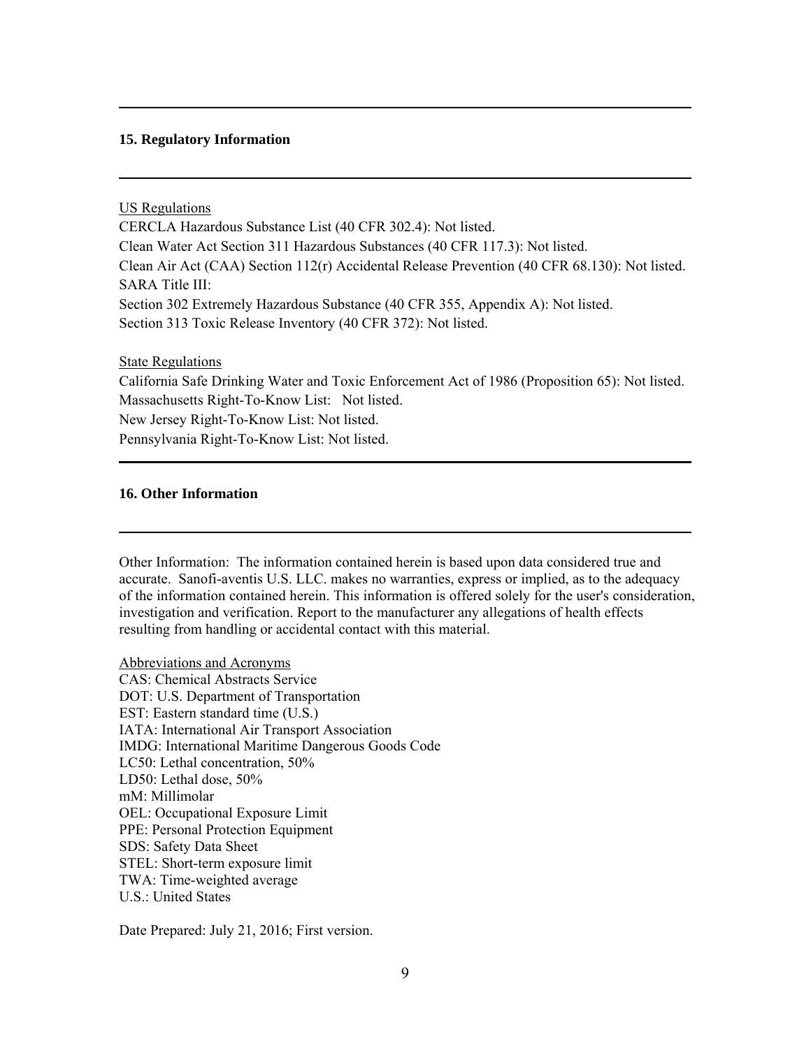## 15. Regulatory Information

US Regulations

CERCLA Hazardous Substance List (40 CFR 302.4): Not listed.

Clean Water Act Section 311 Hazardous Substances (40 CFR 117.3): Not listed.

Clean Air Act (CAA) Section 112(r) Accidental Release Prevention (40 CFR 68.130): Not listed.

SARA Title III:

Section 302 Extremely Hazardous Substance (40 CFR 355, Appendix A): Not listed.

Section 313 Toxic Release Inventory (40 CFR 372): Not listed.

State Regulations

California Safe Drinking Water and Toxic Enforcement Act of 1986 (Proposition 65): Not listed.

Massachusetts Right-To-Know List: Not listed.

New Jersey Right-To-Know List: Not listed.

Pennsylvania Right-To-Know List: Not listed.

## 16. Other Information

Other Information: The information contained herein is based upon data considered true and accurate. Sanofi-aventis U.S. LLC. makes no warranties, express or implied, as to the adequacy of the information contained herein. This information is offered solely for the user's consideration, investigation and verification. Report to the manufacturer any allegations of health effects resulting from handling or accidental contact with this material.

Abbreviations and Acronyms

CAS: Chemical Abstracts Service  
DOT: U.S. Department of Transportation  
EST: Eastern standard time (U.S.)  
IATA: International Air Transport Association  
IMDG: International Maritime Dangerous Goods Code  
LC50: Lethal concentration, 50%  
LD50: Lethal dose, 50%  
mM: Millimolar  
OEL: Occupational Exposure Limit  
PPE: Personal Protection Equipment  
SDS: Safety Data Sheet  
STEL: Short-term exposure limit  
TWA: Time-weighted average  
U.S.: United States

Date Prepared: July 21, 2016; First version.